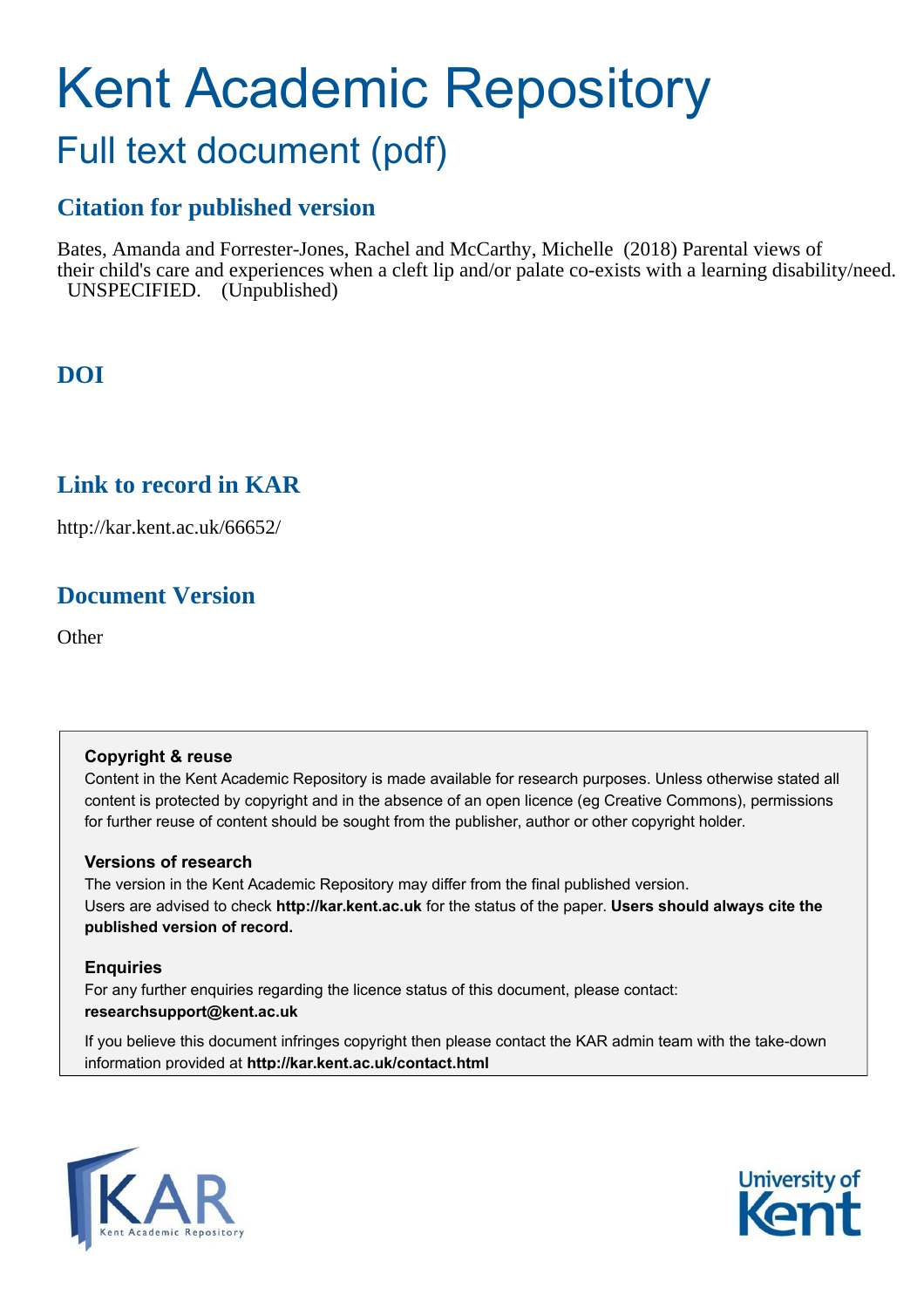# Kent Academic Repository

## Full text document (pdf)

### Citation for published version

Bates, Amanda and Forrester-Jones, Rachel and McCarthy, Michelle (2018) Parental views of their child's care and experiences when a cleft lip and/or palate co-exists with a learning disability/need. UNSPECIFIED. (Unpublished)

### DOI

### Link to record in KAR

http://kar.kent.ac.uk/66652/

### Document Version

Other

**Copyright & reuse**

Content in the Kent Academic Repository is made available for research purposes. Unless otherwise stated all content is protected by copyright and in the absence of an open licence (eg Creative Commons), permissions for further reuse of content should be sought from the publisher, author or other copyright holder.

**Versions of research**

The version in the Kent Academic Repository may differ from the final published version. Users are advised to check **http://kar.kent.ac.uk** for the status of the paper. **Users should always cite the published version of record.**

**Enquiries**

For any further enquiries regarding the licence status of this document, please contact: **researchsupport@kent.ac.uk**

If you believe this document infringes copyright then please contact the KAR admin team with the take-down information provided at **http://kar.kent.ac.uk/contact.html**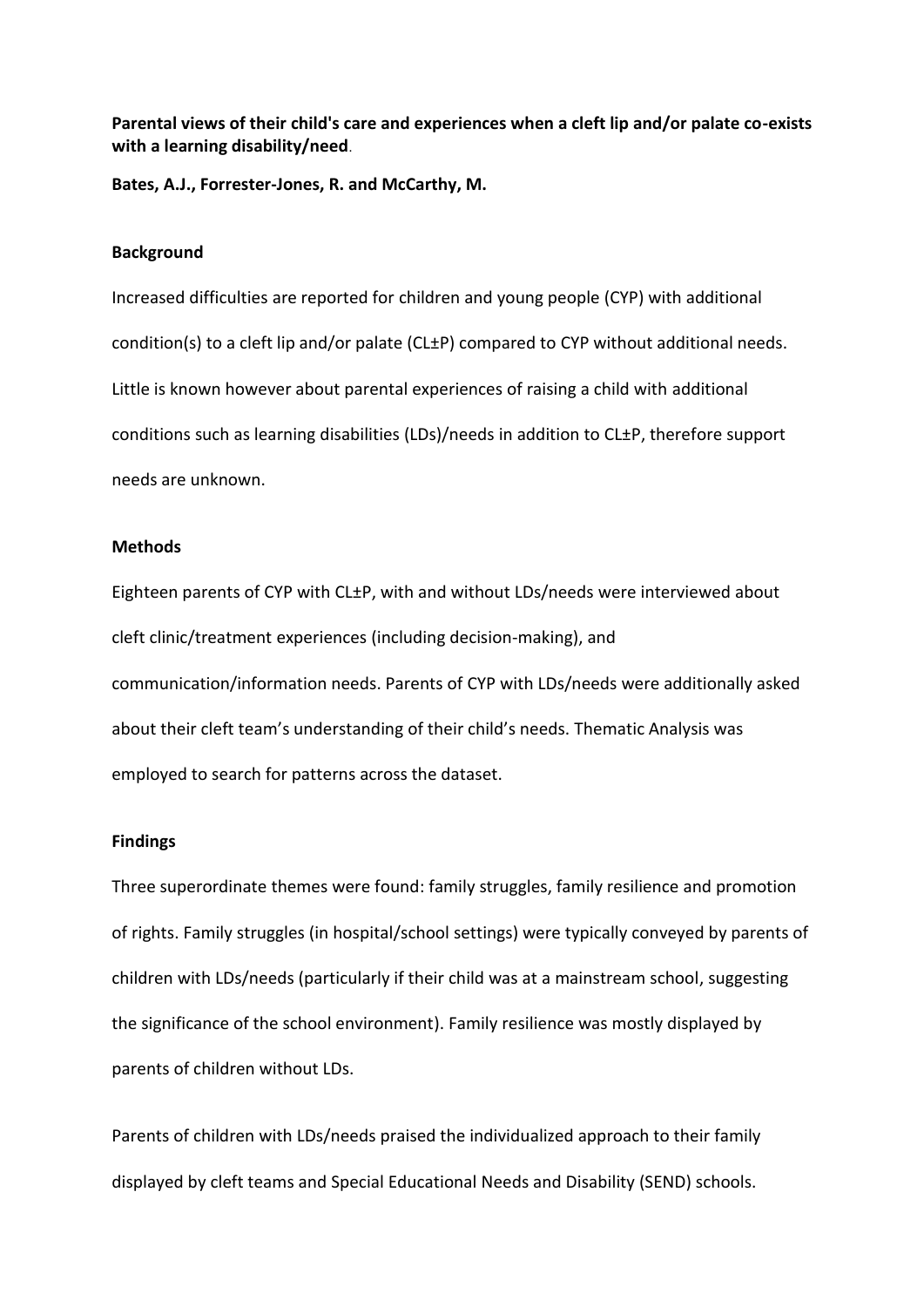**Parental views of their child's care and experiences when a cleft lip and/or palate co-exists with a learning disability/need**.

**Bates, A.J., Forrester-Jones, R. and McCarthy, M.**

**Background**

Increased difficulties are reported for children and young people (CYP) with additional condition(s) to a cleft lip and/or palate (CL±P) compared to CYP without additional needs. Little is known however about parental experiences of raising a child with additional conditions such as learning disabilities (LDs)/needs in addition to CL±P, therefore support needs are unknown.

**Methods**

Eighteen parents of CYP with CL±P, with and without LDs/needs were interviewed about cleft clinic/treatment experiences (including decision-making), and communication/information needs. Parents of CYP with LDs/needs were additionally asked about their cleft team's understanding of their child's needs. Thematic Analysis was employed to search for patterns across the dataset.

**Findings**

Three superordinate themes were found: family struggles, family resilience and promotion of rights. Family struggles (in hospital/school settings) were typically conveyed by parents of children with LDs/needs (particularly if their child was at a mainstream school, suggesting the significance of the school environment). Family resilience was mostly displayed by parents of children without LDs.

Parents of children with LDs/needs praised the individualized approach to their family displayed by cleft teams and Special Educational Needs and Disability (SEND) schools.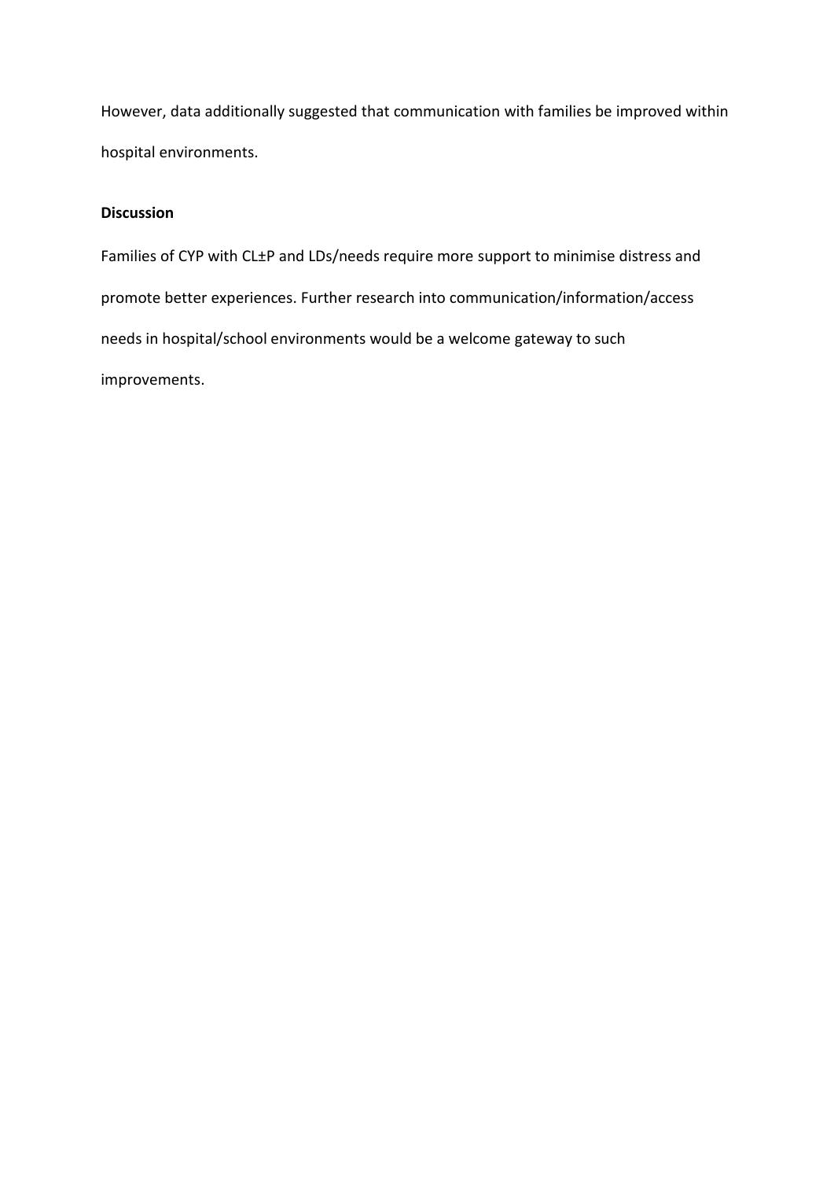However, data additionally suggested that communication with families be improved within hospital environments.

**Discussion**

Families of CYP with CL±P and LDs/needs require more support to minimise distress and promote better experiences. Further research into communication/information/access needs in hospital/school environments would be a welcome gateway to such improvements.